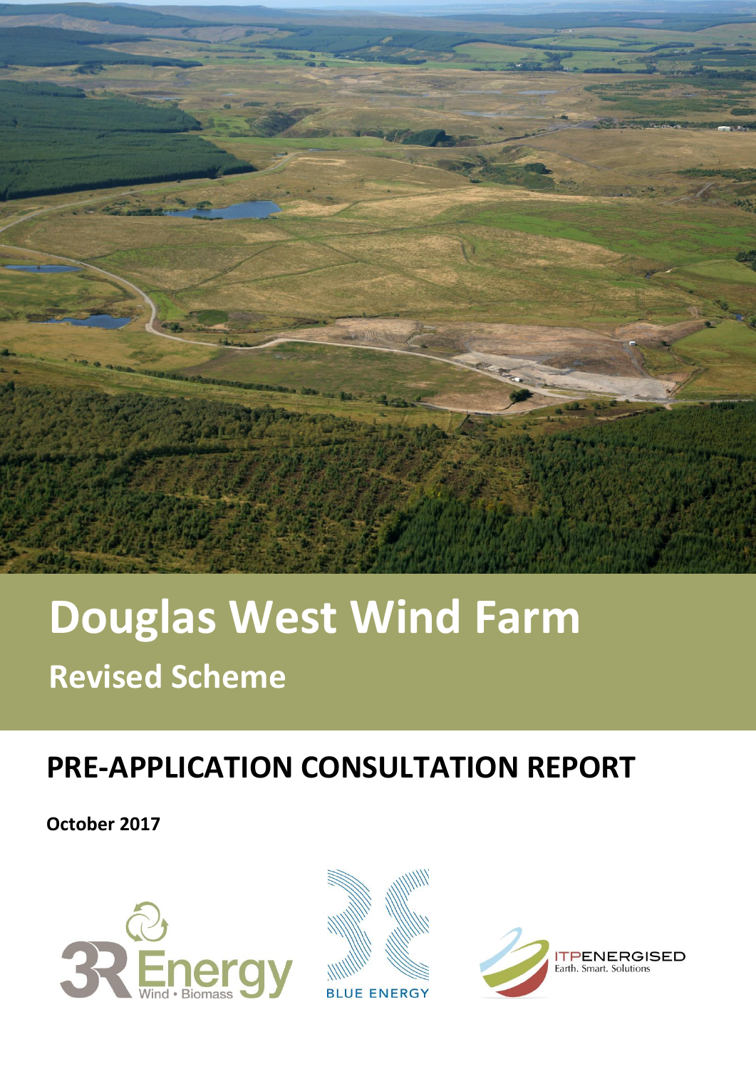# Douglas West Wind Farm

## Revised Scheme

## PRE-APPLICATION CONSULTATION REPORT

**October 2017**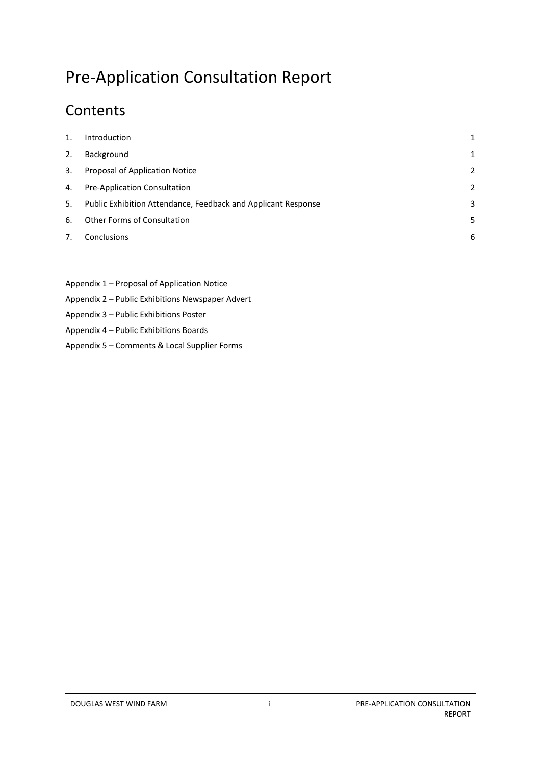# Pre-Application Consultation Report

## Contents

| | | |
|---|---|---|
| 1. | Introduction | 1 |
| 2. | Background | 1 |
| 3. | Proposal of Application Notice | 2 |
| 4. | Pre-Application Consultation | 2 |
| 5. | Public Exhibition Attendance, Feedback and Applicant Response | 3 |
| 6. | Other Forms of Consultation | 5 |
| 7. | Conclusions | 6 |

Appendix 1 – Proposal of Application Notice

Appendix 2 – Public Exhibitions Newspaper Advert

Appendix 3 – Public Exhibitions Poster

Appendix 4 – Public Exhibitions Boards

Appendix 5 – Comments & Local Supplier Forms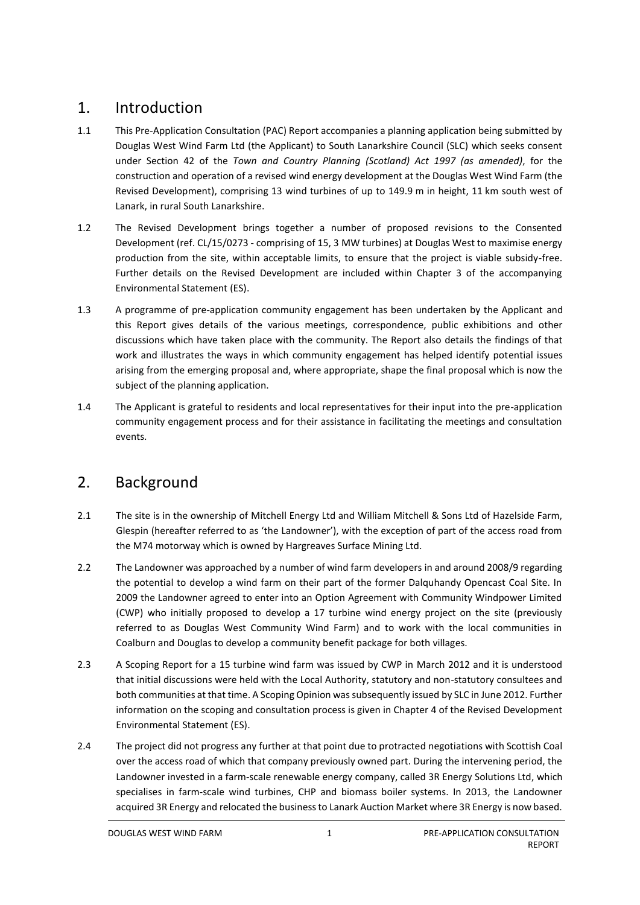## 1. Introduction

1.1 This Pre-Application Consultation (PAC) Report accompanies a planning application being submitted by Douglas West Wind Farm Ltd (the Applicant) to South Lanarkshire Council (SLC) which seeks consent under Section 42 of the *Town and Country Planning (Scotland) Act 1997 (as amended)*, for the construction and operation of a revised wind energy development at the Douglas West Wind Farm (the Revised Development), comprising 13 wind turbines of up to 149.9 m in height, 11 km south west of Lanark, in rural South Lanarkshire.

1.2 The Revised Development brings together a number of proposed revisions to the Consented Development (ref. CL/15/0273 - comprising of 15, 3 MW turbines) at Douglas West to maximise energy production from the site, within acceptable limits, to ensure that the project is viable subsidy-free. Further details on the Revised Development are included within Chapter 3 of the accompanying Environmental Statement (ES).

1.3 A programme of pre-application community engagement has been undertaken by the Applicant and this Report gives details of the various meetings, correspondence, public exhibitions and other discussions which have taken place with the community. The Report also details the findings of that work and illustrates the ways in which community engagement has helped identify potential issues arising from the emerging proposal and, where appropriate, shape the final proposal which is now the subject of the planning application.

1.4 The Applicant is grateful to residents and local representatives for their input into the pre-application community engagement process and for their assistance in facilitating the meetings and consultation events.

## 2. Background

2.1 The site is in the ownership of Mitchell Energy Ltd and William Mitchell & Sons Ltd of Hazelside Farm, Glespin (hereafter referred to as 'the Landowner'), with the exception of part of the access road from the M74 motorway which is owned by Hargreaves Surface Mining Ltd.

2.2 The Landowner was approached by a number of wind farm developers in and around 2008/9 regarding the potential to develop a wind farm on their part of the former Dalquhandy Opencast Coal Site. In 2009 the Landowner agreed to enter into an Option Agreement with Community Windpower Limited (CWP) who initially proposed to develop a 17 turbine wind energy project on the site (previously referred to as Douglas West Community Wind Farm) and to work with the local communities in Coalburn and Douglas to develop a community benefit package for both villages.

2.3 A Scoping Report for a 15 turbine wind farm was issued by CWP in March 2012 and it is understood that initial discussions were held with the Local Authority, statutory and non-statutory consultees and both communities at that time. A Scoping Opinion was subsequently issued by SLC in June 2012. Further information on the scoping and consultation process is given in Chapter 4 of the Revised Development Environmental Statement (ES).

2.4 The project did not progress any further at that point due to protracted negotiations with Scottish Coal over the access road of which that company previously owned part. During the intervening period, the Landowner invested in a farm-scale renewable energy company, called 3R Energy Solutions Ltd, which specialises in farm-scale wind turbines, CHP and biomass boiler systems. In 2013, the Landowner acquired 3R Energy and relocated the business to Lanark Auction Market where 3R Energy is now based.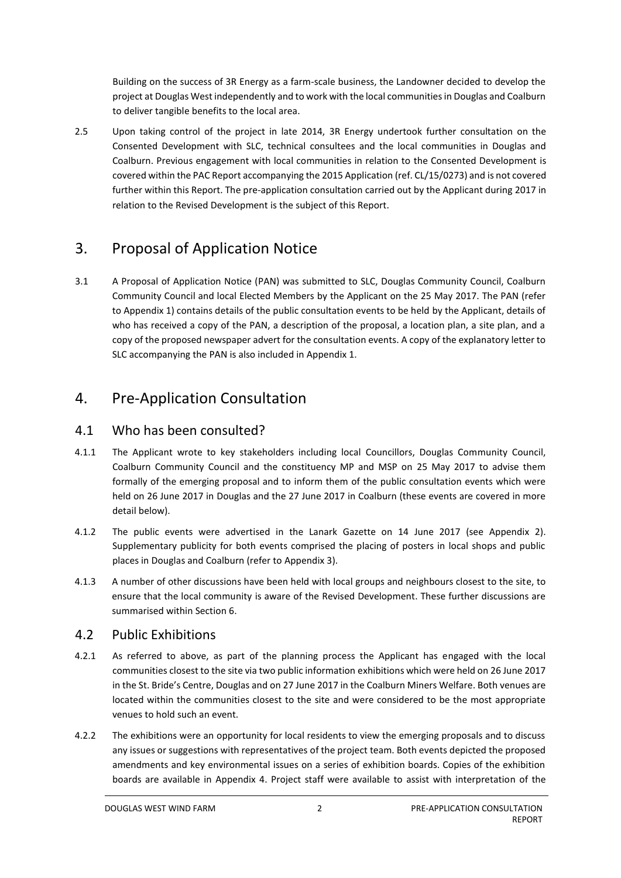Building on the success of 3R Energy as a farm-scale business, the Landowner decided to develop the project at Douglas West independently and to work with the local communities in Douglas and Coalburn to deliver tangible benefits to the local area.

2.5 Upon taking control of the project in late 2014, 3R Energy undertook further consultation on the Consented Development with SLC, technical consultees and the local communities in Douglas and Coalburn. Previous engagement with local communities in relation to the Consented Development is covered within the PAC Report accompanying the 2015 Application (ref. CL/15/0273) and is not covered further within this Report. The pre-application consultation carried out by the Applicant during 2017 in relation to the Revised Development is the subject of this Report.

# 3. Proposal of Application Notice

3.1 A Proposal of Application Notice (PAN) was submitted to SLC, Douglas Community Council, Coalburn Community Council and local Elected Members by the Applicant on the 25 May 2017. The PAN (refer to Appendix 1) contains details of the public consultation events to be held by the Applicant, details of who has received a copy of the PAN, a description of the proposal, a location plan, a site plan, and a copy of the proposed newspaper advert for the consultation events. A copy of the explanatory letter to SLC accompanying the PAN is also included in Appendix 1.

# 4. Pre-Application Consultation

## 4.1 Who has been consulted?

4.1.1 The Applicant wrote to key stakeholders including local Councillors, Douglas Community Council, Coalburn Community Council and the constituency MP and MSP on 25 May 2017 to advise them formally of the emerging proposal and to inform them of the public consultation events which were held on 26 June 2017 in Douglas and the 27 June 2017 in Coalburn (these events are covered in more detail below).

4.1.2 The public events were advertised in the Lanark Gazette on 14 June 2017 (see Appendix 2). Supplementary publicity for both events comprised the placing of posters in local shops and public places in Douglas and Coalburn (refer to Appendix 3).

4.1.3 A number of other discussions have been held with local groups and neighbours closest to the site, to ensure that the local community is aware of the Revised Development. These further discussions are summarised within Section 6.

## 4.2 Public Exhibitions

4.2.1 As referred to above, as part of the planning process the Applicant has engaged with the local communities closest to the site via two public information exhibitions which were held on 26 June 2017 in the St. Bride's Centre, Douglas and on 27 June 2017 in the Coalburn Miners Welfare. Both venues are located within the communities closest to the site and were considered to be the most appropriate venues to hold such an event.

4.2.2 The exhibitions were an opportunity for local residents to view the emerging proposals and to discuss any issues or suggestions with representatives of the project team. Both events depicted the proposed amendments and key environmental issues on a series of exhibition boards. Copies of the exhibition boards are available in Appendix 4. Project staff were available to assist with interpretation of the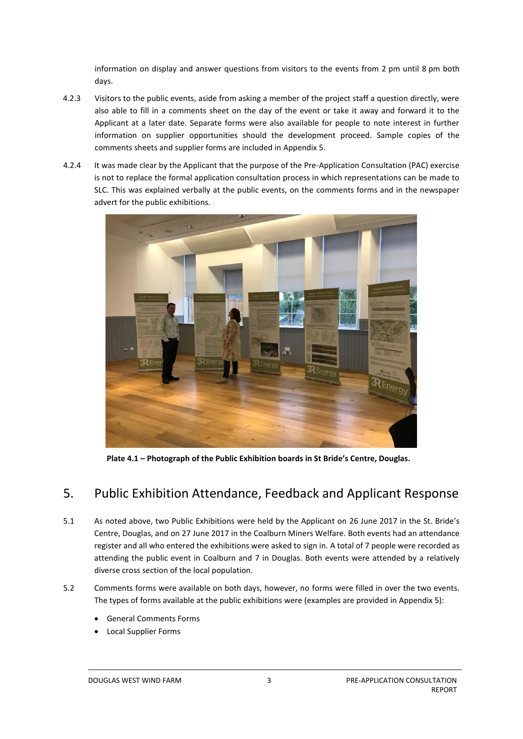information on display and answer questions from visitors to the events from 2 pm until 8 pm both days.

4.2.3 Visitors to the public events, aside from asking a member of the project staff a question directly, were also able to fill in a comments sheet on the day of the event or take it away and forward it to the Applicant at a later date. Separate forms were also available for people to note interest in further information on supplier opportunities should the development proceed. Sample copies of the comments sheets and supplier forms are included in Appendix 5.

4.2.4 It was made clear by the Applicant that the purpose of the Pre-Application Consultation (PAC) exercise is not to replace the formal application consultation process in which representations can be made to SLC. This was explained verbally at the public events, on the comments forms and in the newspaper advert for the public exhibitions.

**Plate 4.1 – Photograph of the Public Exhibition boards in St Bride's Centre, Douglas.**

## 5. Public Exhibition Attendance, Feedback and Applicant Response

5.1 As noted above, two Public Exhibitions were held by the Applicant on 26 June 2017 in the St. Bride's Centre, Douglas, and on 27 June 2017 in the Coalburn Miners Welfare. Both events had an attendance register and all who entered the exhibitions were asked to sign in. A total of 7 people were recorded as attending the public event in Coalburn and 7 in Douglas. Both events were attended by a relatively diverse cross section of the local population.

5.2 Comments forms were available on both days, however, no forms were filled in over the two events. The types of forms available at the public exhibitions were (examples are provided in Appendix 5):

- General Comments Forms
- Local Supplier Forms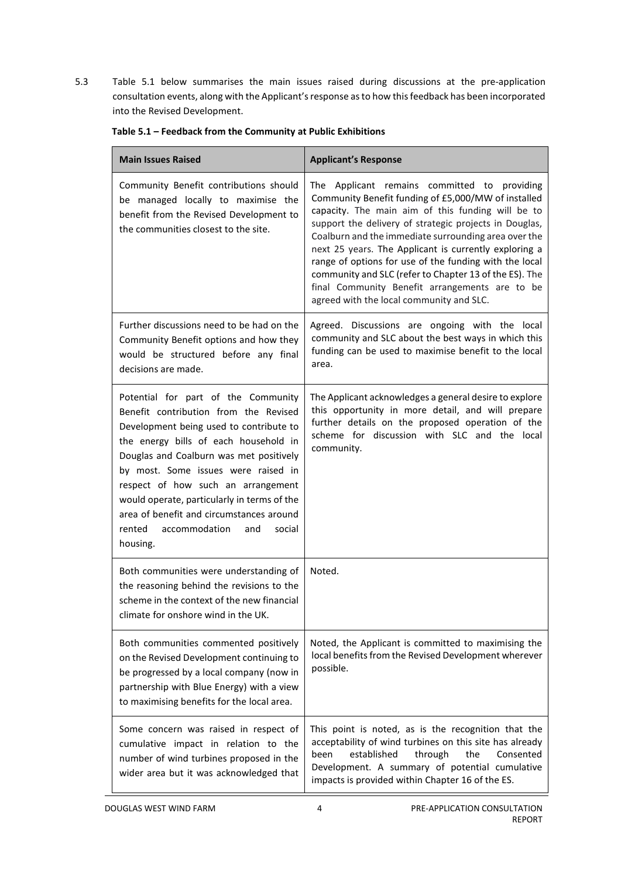5.3 Table 5.1 below summarises the main issues raised during discussions at the pre-application consultation events, along with the Applicant's response as to how this feedback has been incorporated into the Revised Development.

**Table 5.1 – Feedback from the Community at Public Exhibitions**

| Main Issues Raised | Applicant's Response |
|---|---|
| Community Benefit contributions should be managed locally to maximise the benefit from the Revised Development to the communities closest to the site. | The Applicant remains committed to providing Community Benefit funding of £5,000/MW of installed capacity. The main aim of this funding will be to support the delivery of strategic projects in Douglas, Coalburn and the immediate surrounding area over the next 25 years. The Applicant is currently exploring a range of options for use of the funding with the local community and SLC (refer to Chapter 13 of the ES). The final Community Benefit arrangements are to be agreed with the local community and SLC. |
| Further discussions need to be had on the Community Benefit options and how they would be structured before any final decisions are made. | Agreed. Discussions are ongoing with the local community and SLC about the best ways in which this funding can be used to maximise benefit to the local area. |
| Potential for part of the Community Benefit contribution from the Revised Development being used to contribute to the energy bills of each household in Douglas and Coalburn was met positively by most. Some issues were raised in respect of how such an arrangement would operate, particularly in terms of the area of benefit and circumstances around rented accommodation and social housing. | The Applicant acknowledges a general desire to explore this opportunity in more detail, and will prepare further details on the proposed operation of the scheme for discussion with SLC and the local community. |
| Both communities were understanding of the reasoning behind the revisions to the scheme in the context of the new financial climate for onshore wind in the UK. | Noted. |
| Both communities commented positively on the Revised Development continuing to be progressed by a local company (now in partnership with Blue Energy) with a view to maximising benefits for the local area. | Noted, the Applicant is committed to maximising the local benefits from the Revised Development wherever possible. |
| Some concern was raised in respect of cumulative impact in relation to the number of wind turbines proposed in the wider area but it was acknowledged that | This point is noted, as is the recognition that the acceptability of wind turbines on this site has already been established through the Consented Development. A summary of potential cumulative impacts is provided within Chapter 16 of the ES. |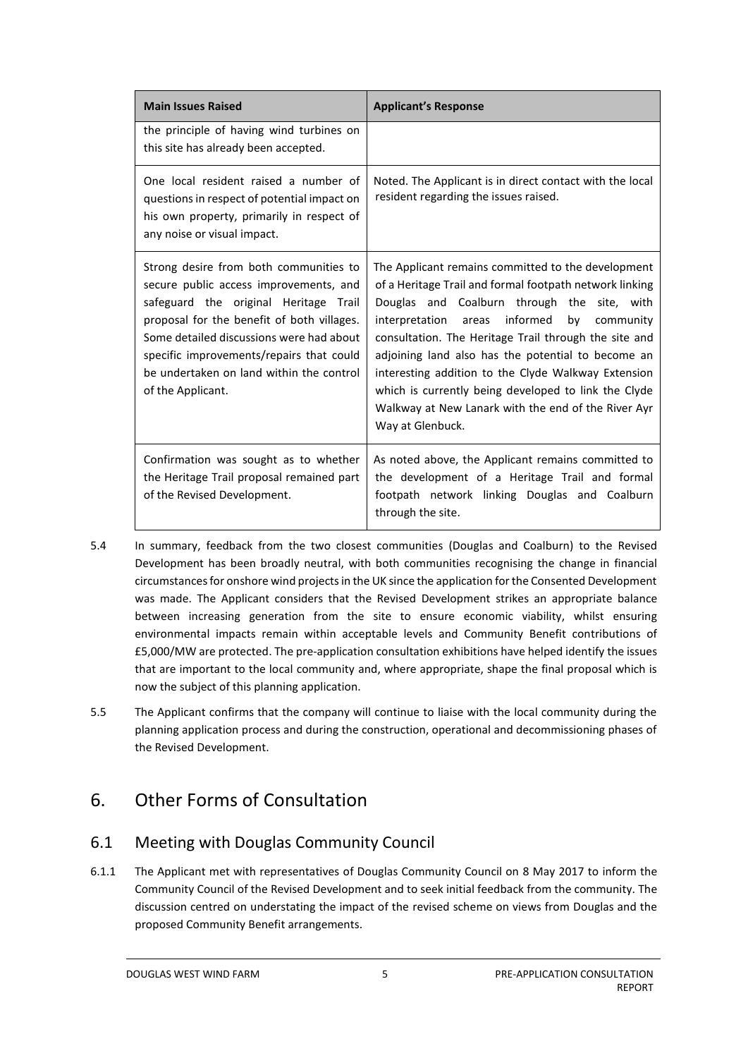| Main Issues Raised | Applicant's Response |
|---|---|
| the principle of having wind turbines on this site has already been accepted. | |
| One local resident raised a number of questions in respect of potential impact on his own property, primarily in respect of any noise or visual impact. | Noted. The Applicant is in direct contact with the local resident regarding the issues raised. |
| Strong desire from both communities to secure public access improvements, and safeguard the original Heritage Trail proposal for the benefit of both villages. Some detailed discussions were had about specific improvements/repairs that could be undertaken on land within the control of the Applicant. | The Applicant remains committed to the development of a Heritage Trail and formal footpath network linking Douglas and Coalburn through the site, with interpretation areas informed by community consultation. The Heritage Trail through the site and adjoining land also has the potential to become an interesting addition to the Clyde Walkway Extension which is currently being developed to link the Clyde Walkway at New Lanark with the end of the River Ayr Way at Glenbuck. |
| Confirmation was sought as to whether the Heritage Trail proposal remained part of the Revised Development. | As noted above, the Applicant remains committed to the development of a Heritage Trail and formal footpath network linking Douglas and Coalburn through the site. |

5.4 In summary, feedback from the two closest communities (Douglas and Coalburn) to the Revised Development has been broadly neutral, with both communities recognising the change in financial circumstances for onshore wind projects in the UK since the application for the Consented Development was made. The Applicant considers that the Revised Development strikes an appropriate balance between increasing generation from the site to ensure economic viability, whilst ensuring environmental impacts remain within acceptable levels and Community Benefit contributions of £5,000/MW are protected. The pre-application consultation exhibitions have helped identify the issues that are important to the local community and, where appropriate, shape the final proposal which is now the subject of this planning application.

5.5 The Applicant confirms that the company will continue to liaise with the local community during the planning application process and during the construction, operational and decommissioning phases of the Revised Development.

# 6. Other Forms of Consultation

## 6.1 Meeting with Douglas Community Council

6.1.1 The Applicant met with representatives of Douglas Community Council on 8 May 2017 to inform the Community Council of the Revised Development and to seek initial feedback from the community. The discussion centred on understating the impact of the revised scheme on views from Douglas and the proposed Community Benefit arrangements.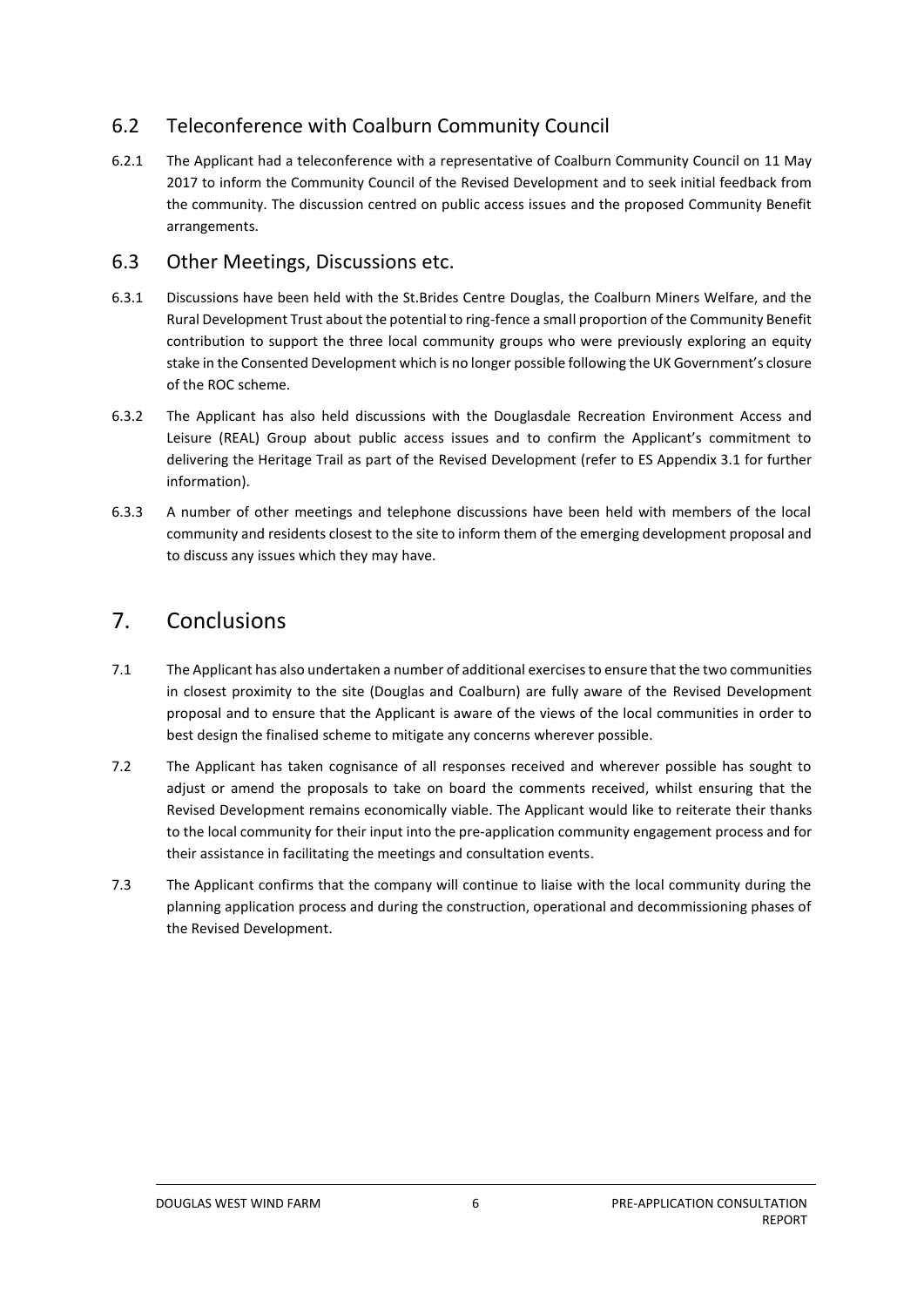## 6.2 Teleconference with Coalburn Community Council

6.2.1 The Applicant had a teleconference with a representative of Coalburn Community Council on 11 May 2017 to inform the Community Council of the Revised Development and to seek initial feedback from the community. The discussion centred on public access issues and the proposed Community Benefit arrangements.

## 6.3 Other Meetings, Discussions etc.

6.3.1 Discussions have been held with the St.Brides Centre Douglas, the Coalburn Miners Welfare, and the Rural Development Trust about the potential to ring-fence a small proportion of the Community Benefit contribution to support the three local community groups who were previously exploring an equity stake in the Consented Development which is no longer possible following the UK Government's closure of the ROC scheme.

6.3.2 The Applicant has also held discussions with the Douglasdale Recreation Environment Access and Leisure (REAL) Group about public access issues and to confirm the Applicant's commitment to delivering the Heritage Trail as part of the Revised Development (refer to ES Appendix 3.1 for further information).

6.3.3 A number of other meetings and telephone discussions have been held with members of the local community and residents closest to the site to inform them of the emerging development proposal and to discuss any issues which they may have.

# 7. Conclusions

7.1 The Applicant has also undertaken a number of additional exercises to ensure that the two communities in closest proximity to the site (Douglas and Coalburn) are fully aware of the Revised Development proposal and to ensure that the Applicant is aware of the views of the local communities in order to best design the finalised scheme to mitigate any concerns wherever possible.

7.2 The Applicant has taken cognisance of all responses received and wherever possible has sought to adjust or amend the proposals to take on board the comments received, whilst ensuring that the Revised Development remains economically viable. The Applicant would like to reiterate their thanks to the local community for their input into the pre-application community engagement process and for their assistance in facilitating the meetings and consultation events.

7.3 The Applicant confirms that the company will continue to liaise with the local community during the planning application process and during the construction, operational and decommissioning phases of the Revised Development.